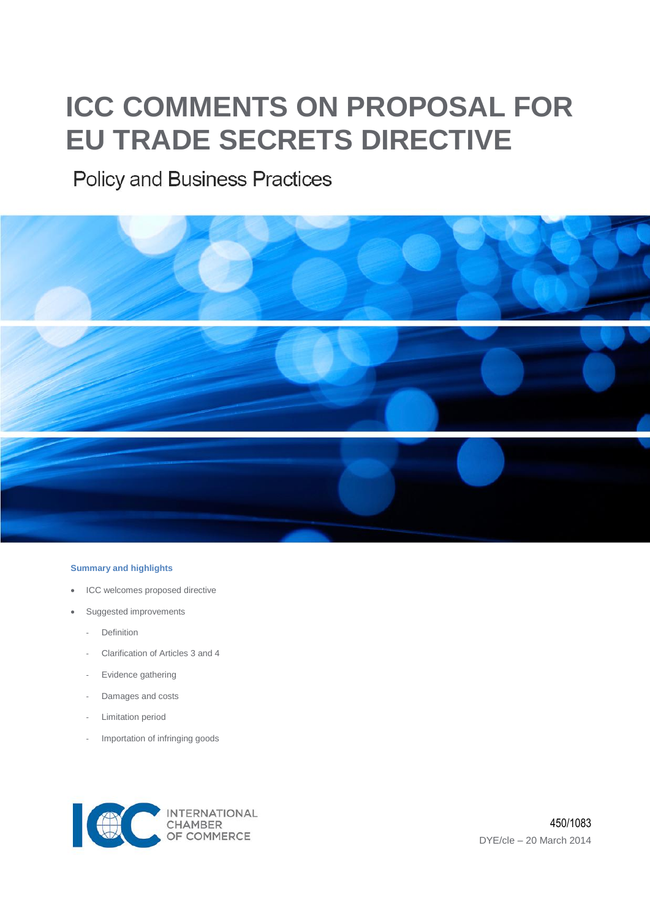# ICC COMMENTS ON PROPOSAL FOR EU TRADE SECRETS DIRECTIVE

## Policy and Business Practices

**Summary and highlights**

- ICC welcomes proposed directive
- Suggested improvements
  - Definition
  - Clarification of Articles 3 and 4
  - Evidence gathering
  - Damages and costs
  - Limitation period
  - Importation of infringing goods

INTERNATIONAL CHAMBER OF COMMERCE

450/1083

DYE/cle – 20 March 2014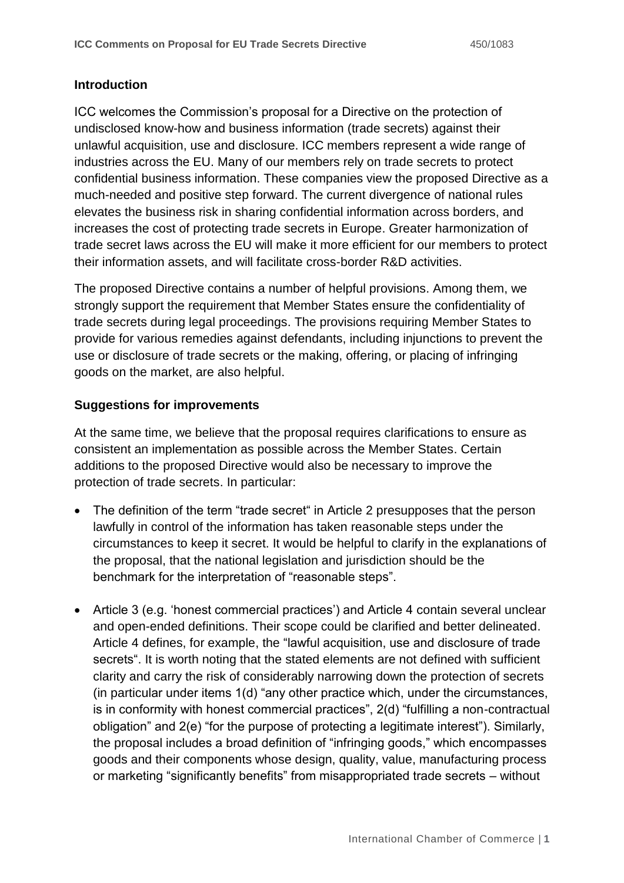## Introduction

ICC welcomes the Commission's proposal for a Directive on the protection of undisclosed know-how and business information (trade secrets) against their unlawful acquisition, use and disclosure. ICC members represent a wide range of industries across the EU. Many of our members rely on trade secrets to protect confidential business information. These companies view the proposed Directive as a much-needed and positive step forward. The current divergence of national rules elevates the business risk in sharing confidential information across borders, and increases the cost of protecting trade secrets in Europe. Greater harmonization of trade secret laws across the EU will make it more efficient for our members to protect their information assets, and will facilitate cross-border R&D activities.

The proposed Directive contains a number of helpful provisions. Among them, we strongly support the requirement that Member States ensure the confidentiality of trade secrets during legal proceedings. The provisions requiring Member States to provide for various remedies against defendants, including injunctions to prevent the use or disclosure of trade secrets or the making, offering, or placing of infringing goods on the market, are also helpful.

## Suggestions for improvements

At the same time, we believe that the proposal requires clarifications to ensure as consistent an implementation as possible across the Member States. Certain additions to the proposed Directive would also be necessary to improve the protection of trade secrets. In particular:

- The definition of the term "trade secret" in Article 2 presupposes that the person lawfully in control of the information has taken reasonable steps under the circumstances to keep it secret. It would be helpful to clarify in the explanations of the proposal, that the national legislation and jurisdiction should be the benchmark for the interpretation of "reasonable steps".
- Article 3 (e.g. 'honest commercial practices') and Article 4 contain several unclear and open-ended definitions. Their scope could be clarified and better delineated. Article 4 defines, for example, the "lawful acquisition, use and disclosure of trade secrets". It is worth noting that the stated elements are not defined with sufficient clarity and carry the risk of considerably narrowing down the protection of secrets (in particular under items 1(d) "any other practice which, under the circumstances, is in conformity with honest commercial practices", 2(d) "fulfilling a non-contractual obligation" and 2(e) "for the purpose of protecting a legitimate interest"). Similarly, the proposal includes a broad definition of "infringing goods," which encompasses goods and their components whose design, quality, value, manufacturing process or marketing "significantly benefits" from misappropriated trade secrets – without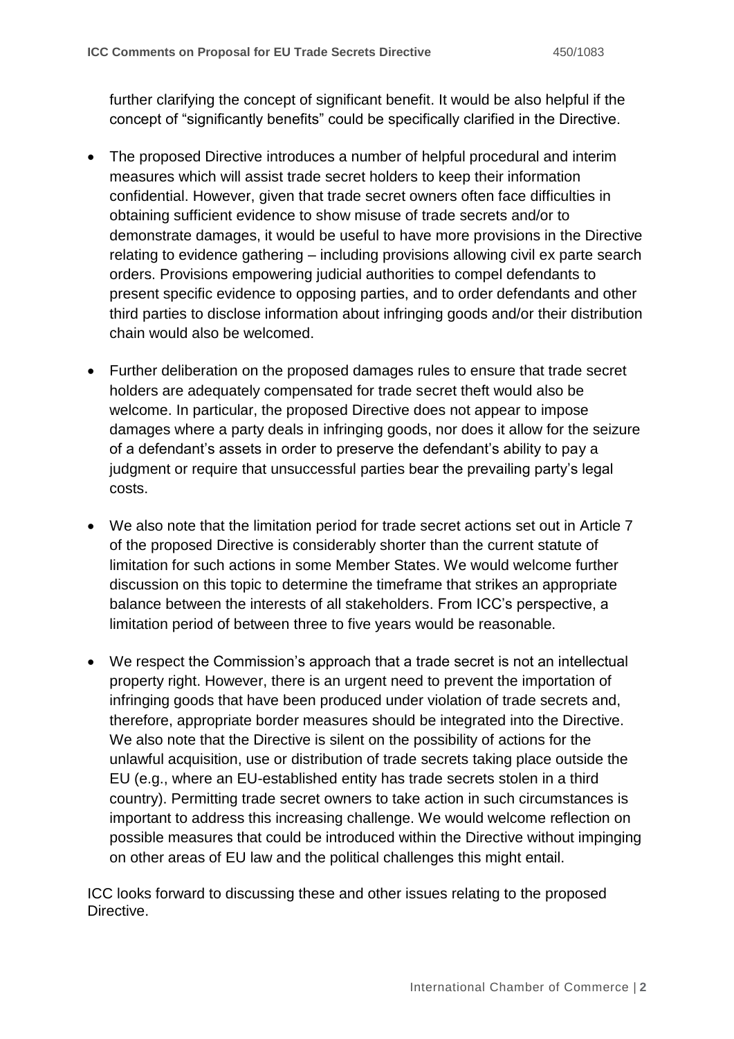further clarifying the concept of significant benefit. It would be also helpful if the concept of "significantly benefits" could be specifically clarified in the Directive.

- The proposed Directive introduces a number of helpful procedural and interim measures which will assist trade secret holders to keep their information confidential. However, given that trade secret owners often face difficulties in obtaining sufficient evidence to show misuse of trade secrets and/or to demonstrate damages, it would be useful to have more provisions in the Directive relating to evidence gathering – including provisions allowing civil ex parte search orders. Provisions empowering judicial authorities to compel defendants to present specific evidence to opposing parties, and to order defendants and other third parties to disclose information about infringing goods and/or their distribution chain would also be welcomed.

- Further deliberation on the proposed damages rules to ensure that trade secret holders are adequately compensated for trade secret theft would also be welcome. In particular, the proposed Directive does not appear to impose damages where a party deals in infringing goods, nor does it allow for the seizure of a defendant's assets in order to preserve the defendant's ability to pay a judgment or require that unsuccessful parties bear the prevailing party's legal costs.

- We also note that the limitation period for trade secret actions set out in Article 7 of the proposed Directive is considerably shorter than the current statute of limitation for such actions in some Member States. We would welcome further discussion on this topic to determine the timeframe that strikes an appropriate balance between the interests of all stakeholders. From ICC's perspective, a limitation period of between three to five years would be reasonable.

- We respect the Commission's approach that a trade secret is not an intellectual property right. However, there is an urgent need to prevent the importation of infringing goods that have been produced under violation of trade secrets and, therefore, appropriate border measures should be integrated into the Directive. We also note that the Directive is silent on the possibility of actions for the unlawful acquisition, use or distribution of trade secrets taking place outside the EU (e.g., where an EU-established entity has trade secrets stolen in a third country). Permitting trade secret owners to take action in such circumstances is important to address this increasing challenge. We would welcome reflection on possible measures that could be introduced within the Directive without impinging on other areas of EU law and the political challenges this might entail.

ICC looks forward to discussing these and other issues relating to the proposed Directive.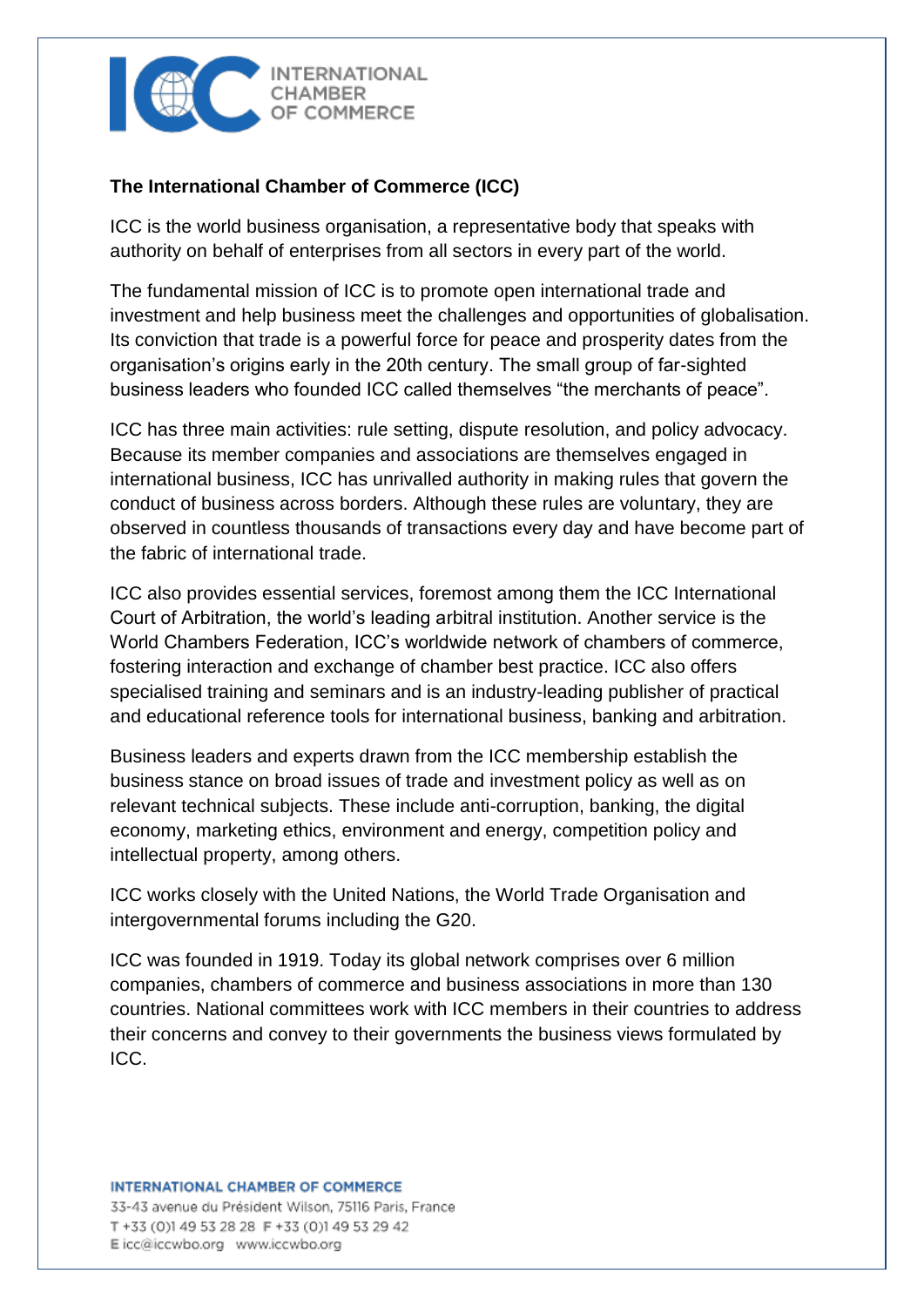## The International Chamber of Commerce (ICC)

ICC is the world business organisation, a representative body that speaks with authority on behalf of enterprises from all sectors in every part of the world.

The fundamental mission of ICC is to promote open international trade and investment and help business meet the challenges and opportunities of globalisation. Its conviction that trade is a powerful force for peace and prosperity dates from the organisation's origins early in the 20th century. The small group of far-sighted business leaders who founded ICC called themselves "the merchants of peace".

ICC has three main activities: rule setting, dispute resolution, and policy advocacy. Because its member companies and associations are themselves engaged in international business, ICC has unrivalled authority in making rules that govern the conduct of business across borders. Although these rules are voluntary, they are observed in countless thousands of transactions every day and have become part of the fabric of international trade.

ICC also provides essential services, foremost among them the ICC International Court of Arbitration, the world's leading arbitral institution. Another service is the World Chambers Federation, ICC's worldwide network of chambers of commerce, fostering interaction and exchange of chamber best practice. ICC also offers specialised training and seminars and is an industry-leading publisher of practical and educational reference tools for international business, banking and arbitration.

Business leaders and experts drawn from the ICC membership establish the business stance on broad issues of trade and investment policy as well as on relevant technical subjects. These include anti-corruption, banking, the digital economy, marketing ethics, environment and energy, competition policy and intellectual property, among others.

ICC works closely with the United Nations, the World Trade Organisation and intergovernmental forums including the G20.

ICC was founded in 1919. Today its global network comprises over 6 million companies, chambers of commerce and business associations in more than 130 countries. National committees work with ICC members in their countries to address their concerns and convey to their governments the business views formulated by ICC.

**INTERNATIONAL CHAMBER OF COMMERCE**
33-43 avenue du Président Wilson, 75116 Paris, France
T +33 (0)1 49 53 28 28 F +33 (0)1 49 53 29 42
E icc@iccwbo.org www.iccwbo.org